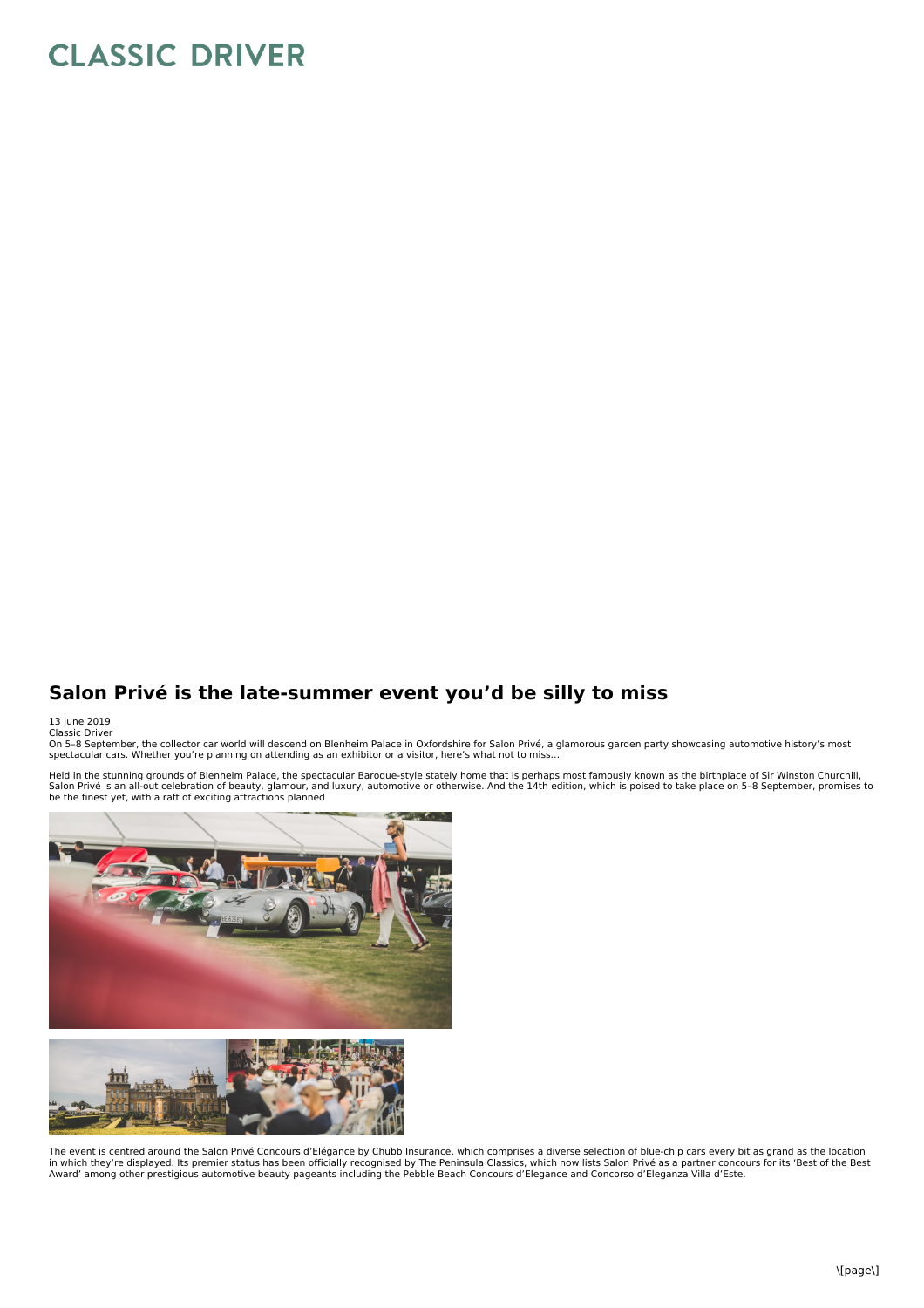# Salon Privé is the late-summer event you'd be silly to miss

13 June 2019
Classic Driver
On 5–8 September, the collector car world will descend on Blenheim Palace in Oxfordshire for Salon Privé, a glamorous garden party showcasing automotive history's most spectacular cars. Whether you're planning on attending as an exhibitor or a visitor, here's what not to miss...

Held in the stunning grounds of Blenheim Palace, the spectacular Baroque-style stately home that is perhaps most famously known as the birthplace of Sir Winston Churchill, Salon Privé is an all-out celebration of beauty, glamour, and luxury, automotive or otherwise. And the 14th edition, which is poised to take place on 5–8 September, promises to be the finest yet, with a raft of exciting attractions planned

The event is centred around the Salon Privé Concours d'Elégance by Chubb Insurance, which comprises a diverse selection of blue-chip cars every bit as grand as the location in which they're displayed. Its premier status has been officially recognised by The Peninsula Classics, which now lists Salon Privé as a partner concours for its 'Best of the Best Award' among other prestigious automotive beauty pageants including the Pebble Beach Concours d'Elegance and Concorso d'Eleganza Villa d'Este.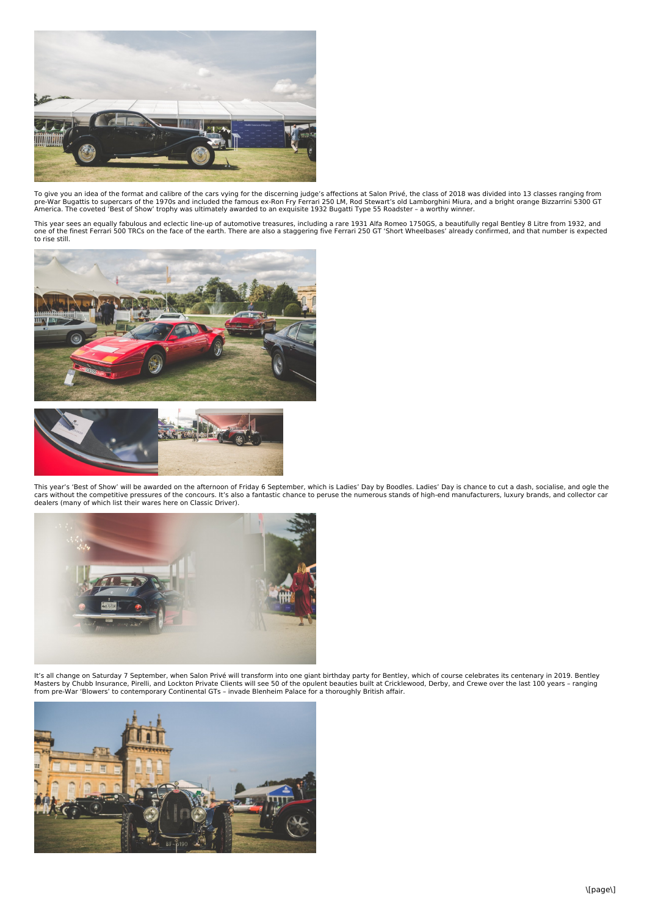To give you an idea of the format and calibre of the cars vying for the discerning judge's affections at Salon Privé, the class of 2018 was divided into 13 classes ranging from pre-War Bugattis to supercars of the 1970s and included the famous ex-Ron Fry Ferrari 250 LM, Rod Stewart's old Lamborghini Miura, and a bright orange Bizzarrini 5300 GT America. The coveted 'Best of Show' trophy was ultimately awarded to an exquisite 1932 Bugatti Type 55 Roadster – a worthy winner.

This year sees an equally fabulous and eclectic line-up of automotive treasures, including a rare 1931 Alfa Romeo 1750GS, a beautifully regal Bentley 8 Litre from 1932, and one of the finest Ferrari 500 TRCs on the face of the earth. There are also a staggering five Ferrari 250 GT 'Short Wheelbases' already confirmed, and that number is expected to rise still.

This year's 'Best of Show' will be awarded on the afternoon of Friday 6 September, which is Ladies' Day by Boodles. Ladies' Day is chance to cut a dash, socialise, and ogle the cars without the competitive pressures of the concours. It's also a fantastic chance to peruse the numerous stands of high-end manufacturers, luxury brands, and collector car dealers (many of which list their wares here on Classic Driver).

It's all change on Saturday 7 September, when Salon Privé will transform into one giant birthday party for Bentley, which of course celebrates its centenary in 2019. Bentley Masters by Chubb Insurance, Pirelli, and Lockton Private Clients will see 50 of the opulent beauties built at Cricklewood, Derby, and Crewe over the last 100 years – ranging from pre-War 'Blowers' to contemporary Continental GTs – invade Blenheim Palace for a thoroughly British affair.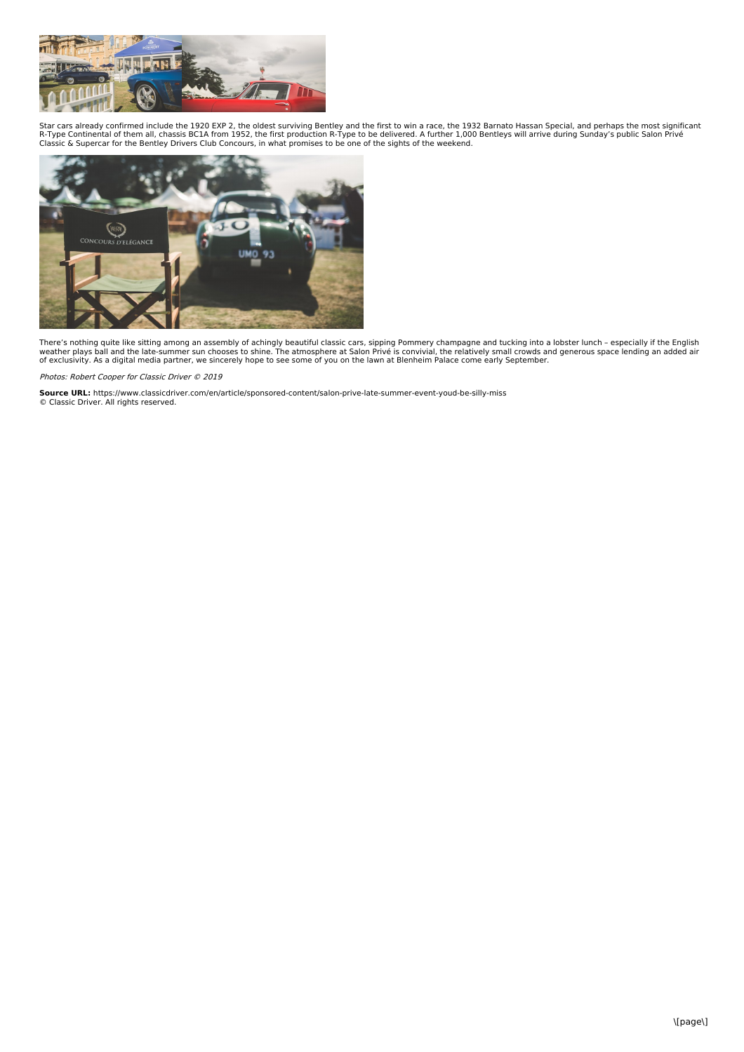Star cars already confirmed include the 1920 EXP 2, the oldest surviving Bentley and the first to win a race, the 1932 Barnato Hassan Special, and perhaps the most significant R-Type Continental of them all, chassis BC1A from 1952, the first production R-Type to be delivered. A further 1,000 Bentleys will arrive during Sunday's public Salon Privé Classic & Supercar for the Bentley Drivers Club Concours, in what promises to be one of the sights of the weekend.

There's nothing quite like sitting among an assembly of achingly beautiful classic cars, sipping Pommery champagne and tucking into a lobster lunch – especially if the English weather plays ball and the late-summer sun chooses to shine. The atmosphere at Salon Privé is convivial, the relatively small crowds and generous space lending an added air of exclusivity. As a digital media partner, we sincerely hope to see some of you on the lawn at Blenheim Palace come early September.

*Photos: Robert Cooper for Classic Driver © 2019*

**Source URL:** https://www.classicdriver.com/en/article/sponsored-content/salon-prive-late-summer-event-youd-be-silly-miss
© Classic Driver. All rights reserved.